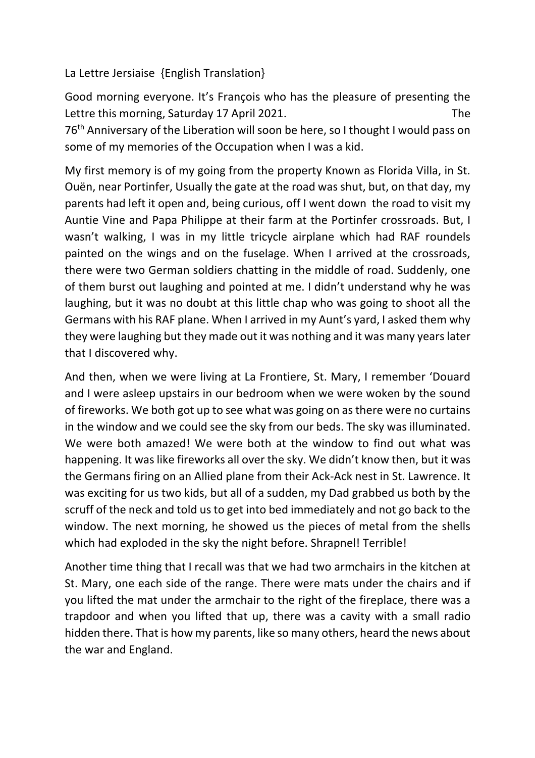La Lettre Jersiaise {English Translation}

Good morning everyone. It's François who has the pleasure of presenting the Lettre this morning, Saturday 17 April 2021. The 76th Anniversary of the Liberation will soon be here, so I thought I would pass on some of my memories of the Occupation when I was a kid.

My first memory is of my going from the property Known as Florida Villa, in St. Ouën, near Portinfer, Usually the gate at the road was shut, but, on that day, my parents had left it open and, being curious, off I went down the road to visit my Auntie Vine and Papa Philippe at their farm at the Portinfer crossroads. But, I wasn't walking, I was in my little tricycle airplane which had RAF roundels painted on the wings and on the fuselage. When I arrived at the crossroads, there were two German soldiers chatting in the middle of road. Suddenly, one of them burst out laughing and pointed at me. I didn't understand why he was laughing, but it was no doubt at this little chap who was going to shoot all the Germans with his RAF plane. When I arrived in my Aunt's yard, I asked them why they were laughing but they made out it was nothing and it was many years later that I discovered why.

And then, when we were living at La Frontiere, St. Mary, I remember 'Douard and I were asleep upstairs in our bedroom when we were woken by the sound of fireworks. We both got up to see what was going on as there were no curtains in the window and we could see the sky from our beds. The sky was illuminated. We were both amazed! We were both at the window to find out what was happening. It was like fireworks all over the sky. We didn't know then, but it was the Germans firing on an Allied plane from their Ack-Ack nest in St. Lawrence. It was exciting for us two kids, but all of a sudden, my Dad grabbed us both by the scruff of the neck and told us to get into bed immediately and not go back to the window. The next morning, he showed us the pieces of metal from the shells which had exploded in the sky the night before. Shrapnel! Terrible!

Another time thing that I recall was that we had two armchairs in the kitchen at St. Mary, one each side of the range. There were mats under the chairs and if you lifted the mat under the armchair to the right of the fireplace, there was a trapdoor and when you lifted that up, there was a cavity with a small radio hidden there. That is how my parents, like so many others, heard the news about the war and England.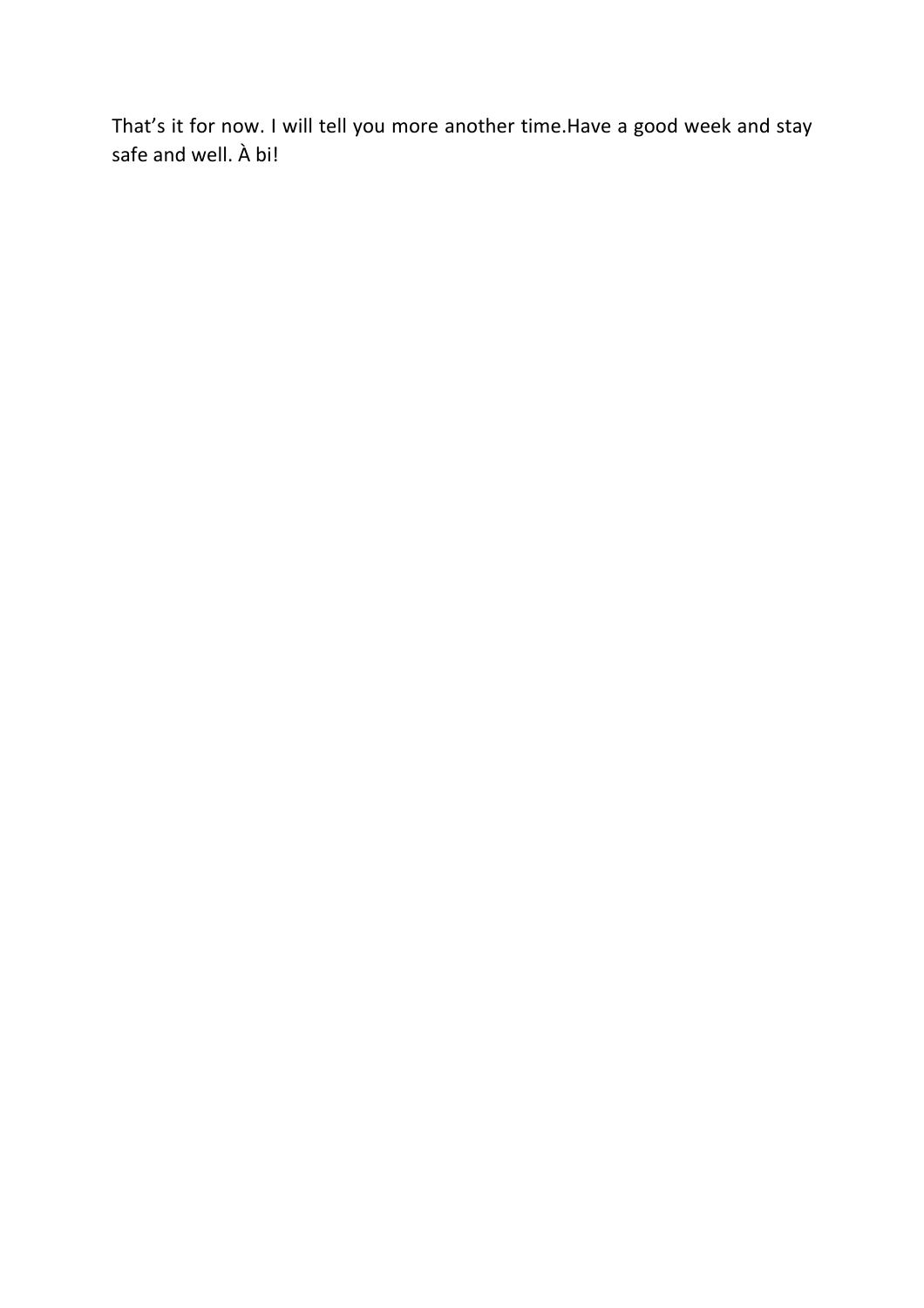That’s it for now. I will tell you more another time.Have a good week and stay safe and well. À bi!